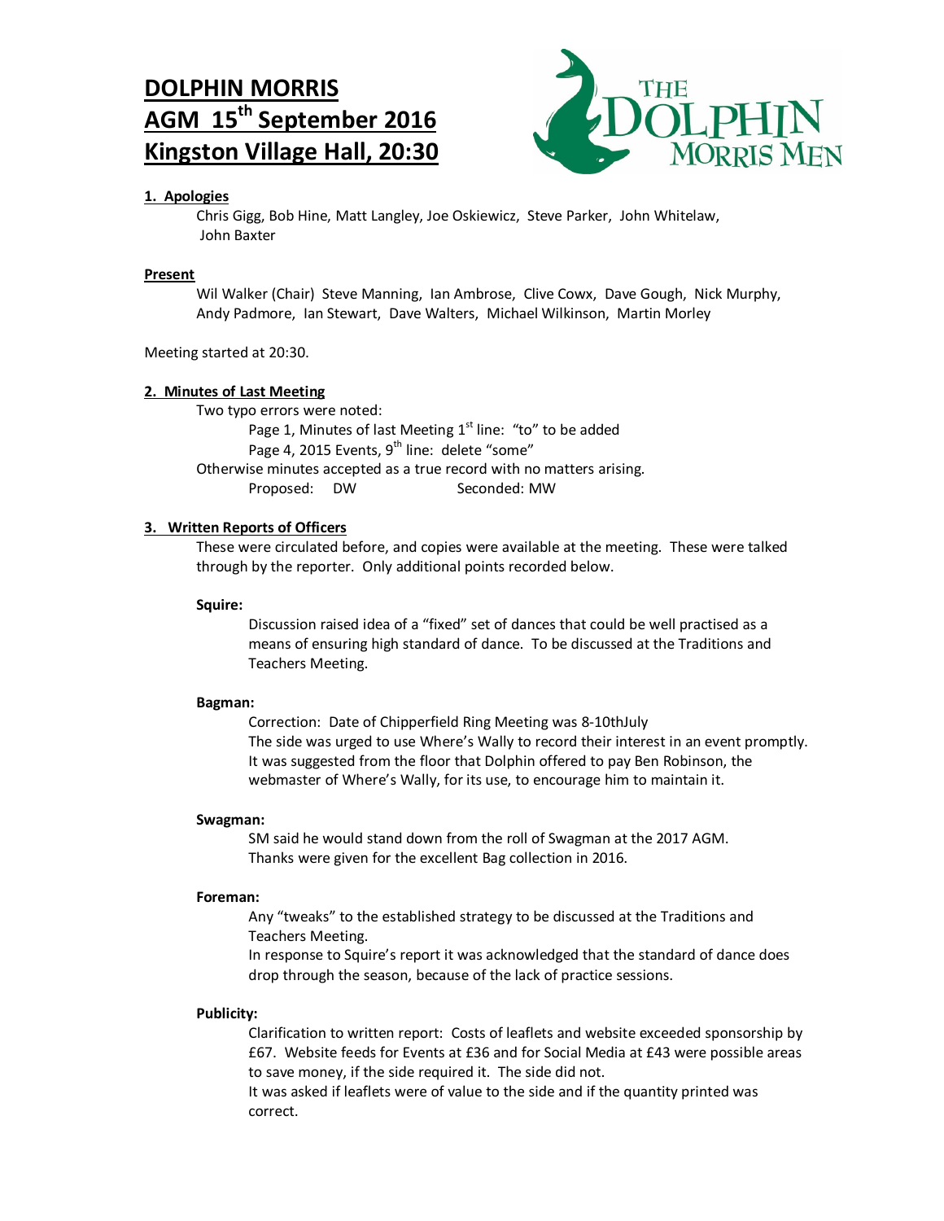# DOLPHIN MORRIS
# AGM 15th September 2016
# Kingston Village Hall, 20:30

## 1. Apologies

Chris Gigg, Bob Hine, Matt Langley, Joe Oskiewicz, Steve Parker, John Whitelaw, John Baxter

## Present

Wil Walker (Chair) Steve Manning, Ian Ambrose, Clive Cowx, Dave Gough, Nick Murphy, Andy Padmore, Ian Stewart, Dave Walters, Michael Wilkinson, Martin Morley

Meeting started at 20:30.

## 2. Minutes of Last Meeting

Two typo errors were noted:

Page 1, Minutes of last Meeting 1st line: "to" to be added
Page 4, 2015 Events, 9th line: delete "some"

Otherwise minutes accepted as a true record with no matters arising.

Proposed: DW  Seconded: MW

## 3. Written Reports of Officers

These were circulated before, and copies were available at the meeting. These were talked through by the reporter. Only additional points recorded below.

**Squire:**

Discussion raised idea of a "fixed" set of dances that could be well practised as a means of ensuring high standard of dance. To be discussed at the Traditions and Teachers Meeting.

**Bagman:**

Correction: Date of Chipperfield Ring Meeting was 8-10thJuly
The side was urged to use Where's Wally to record their interest in an event promptly.
It was suggested from the floor that Dolphin offered to pay Ben Robinson, the webmaster of Where's Wally, for its use, to encourage him to maintain it.

**Swagman:**

SM said he would stand down from the roll of Swagman at the 2017 AGM.
Thanks were given for the excellent Bag collection in 2016.

**Foreman:**

Any "tweaks" to the established strategy to be discussed at the Traditions and Teachers Meeting.
In response to Squire's report it was acknowledged that the standard of dance does drop through the season, because of the lack of practice sessions.

**Publicity:**

Clarification to written report: Costs of leaflets and website exceeded sponsorship by £67. Website feeds for Events at £36 and for Social Media at £43 were possible areas to save money, if the side required it. The side did not.
It was asked if leaflets were of value to the side and if the quantity printed was correct.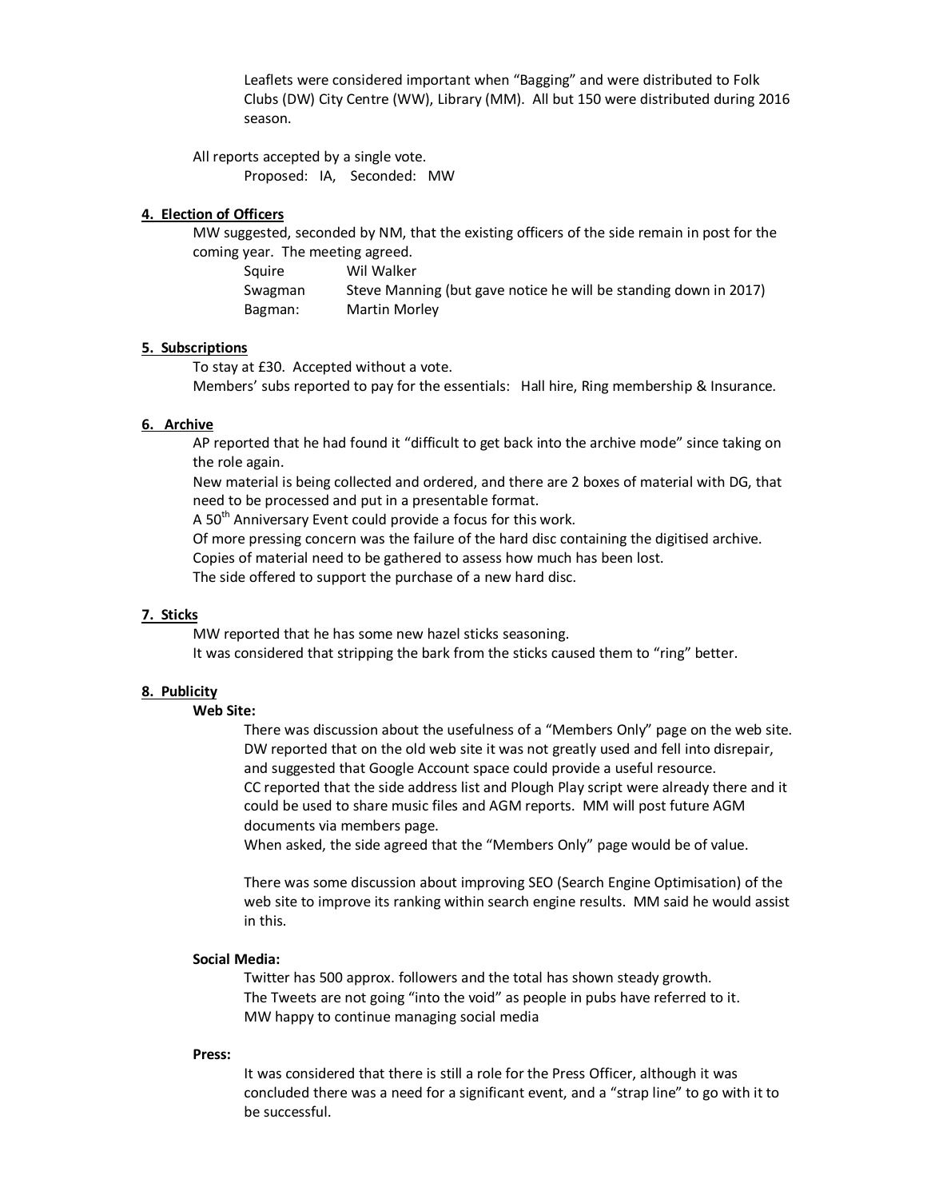Leaflets were considered important when "Bagging" and were distributed to Folk Clubs (DW) City Centre (WW), Library (MM). All but 150 were distributed during 2016 season.

All reports accepted by a single vote.

Proposed: IA, Seconded: MW

## 4. Election of Officers

MW suggested, seconded by NM, that the existing officers of the side remain in post for the coming year. The meeting agreed.

| | |
|---|---|
| Squire | Wil Walker |
| Swagman | Steve Manning (but gave notice he will be standing down in 2017) |
| Bagman: | Martin Morley |

## 5. Subscriptions

To stay at £30. Accepted without a vote.

Members' subs reported to pay for the essentials: Hall hire, Ring membership & Insurance.

## 6. Archive

AP reported that he had found it "difficult to get back into the archive mode" since taking on the role again.

New material is being collected and ordered, and there are 2 boxes of material with DG, that need to be processed and put in a presentable format.

A 50th Anniversary Event could provide a focus for this work.

Of more pressing concern was the failure of the hard disc containing the digitised archive.

Copies of material need to be gathered to assess how much has been lost.

The side offered to support the purchase of a new hard disc.

## 7. Sticks

MW reported that he has some new hazel sticks seasoning.

It was considered that stripping the bark from the sticks caused them to "ring" better.

## 8. Publicity

**Web Site:**

There was discussion about the usefulness of a "Members Only" page on the web site. DW reported that on the old web site it was not greatly used and fell into disrepair, and suggested that Google Account space could provide a useful resource.

CC reported that the side address list and Plough Play script were already there and it could be used to share music files and AGM reports. MM will post future AGM documents via members page.

When asked, the side agreed that the "Members Only" page would be of value.

There was some discussion about improving SEO (Search Engine Optimisation) of the web site to improve its ranking within search engine results. MM said he would assist in this.

**Social Media:**

Twitter has 500 approx. followers and the total has shown steady growth.

The Tweets are not going "into the void" as people in pubs have referred to it.

MW happy to continue managing social media

**Press:**

It was considered that there is still a role for the Press Officer, although it was concluded there was a need for a significant event, and a "strap line" to go with it to be successful.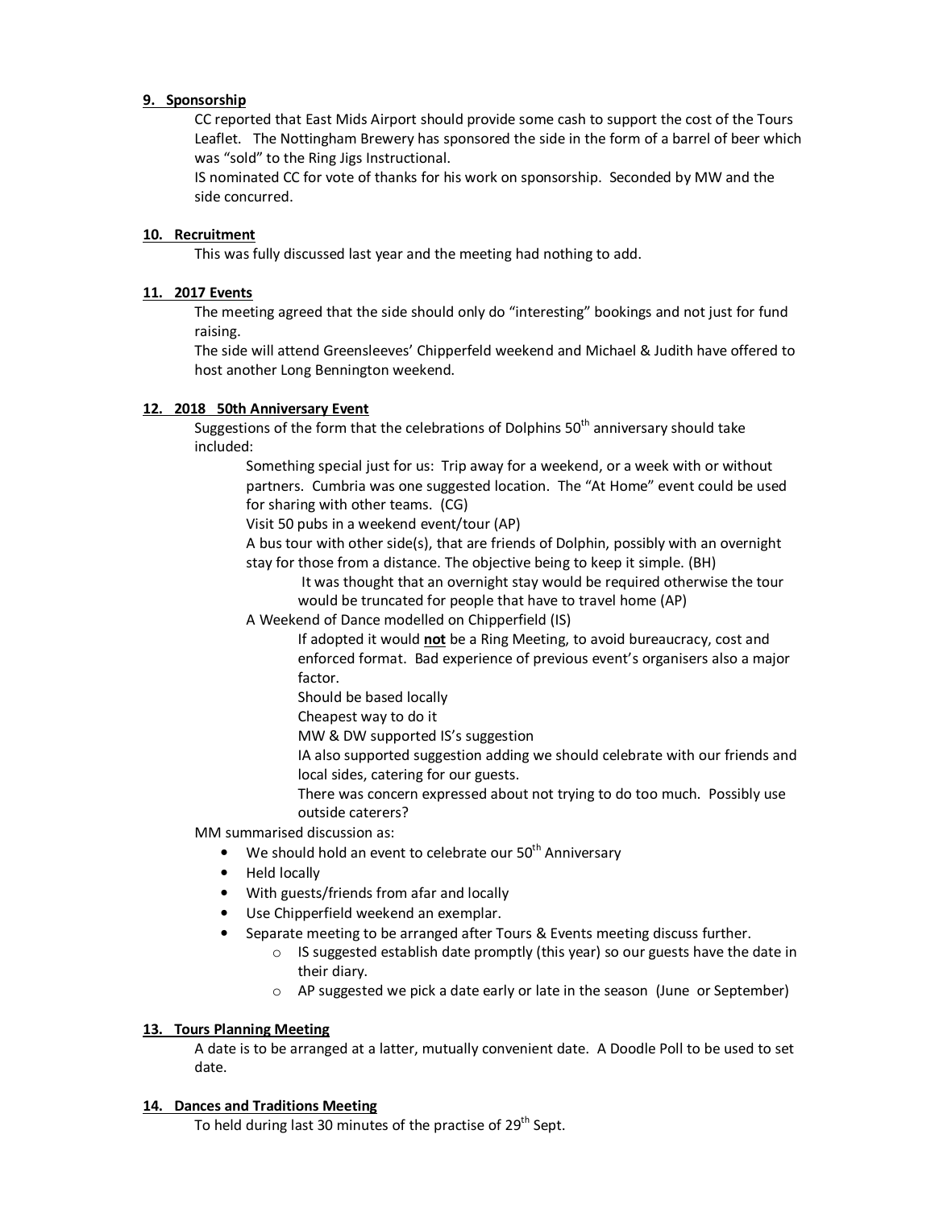**9. Sponsorship**

CC reported that East Mids Airport should provide some cash to support the cost of the Tours Leaflet. The Nottingham Brewery has sponsored the side in the form of a barrel of beer which was "sold" to the Ring Jigs Instructional.

IS nominated CC for vote of thanks for his work on sponsorship. Seconded by MW and the side concurred.

**10. Recruitment**

This was fully discussed last year and the meeting had nothing to add.

**11. 2017 Events**

The meeting agreed that the side should only do "interesting" bookings and not just for fund raising.

The side will attend Greensleeves' Chipperfeld weekend and Michael & Judith have offered to host another Long Bennington weekend.

**12. 2018 50th Anniversary Event**

Suggestions of the form that the celebrations of Dolphins 50th anniversary should take included:

> Something special just for us: Trip away for a weekend, or a week with or without partners. Cumbria was one suggested location. The "At Home" event could be used for sharing with other teams. (CG)
>
> Visit 50 pubs in a weekend event/tour (AP)
>
> A bus tour with other side(s), that are friends of Dolphin, possibly with an overnight stay for those from a distance. The objective being to keep it simple. (BH)
>
> > It was thought that an overnight stay would be required otherwise the tour would be truncated for people that have to travel home (AP)
>
> A Weekend of Dance modelled on Chipperfield (IS)
>
> > If adopted it would **not** be a Ring Meeting, to avoid bureaucracy, cost and enforced format. Bad experience of previous event's organisers also a major factor.
> >
> > Should be based locally
> >
> > Cheapest way to do it
> >
> > MW & DW supported IS's suggestion
> >
> > IA also supported suggestion adding we should celebrate with our friends and local sides, catering for our guests.
> >
> > There was concern expressed about not trying to do too much. Possibly use outside caterers?

MM summarised discussion as:

- We should hold an event to celebrate our 50th Anniversary
- Held locally
- With guests/friends from afar and locally
- Use Chipperfield weekend an exemplar.
- Separate meeting to be arranged after Tours & Events meeting discuss further.
    - IS suggested establish date promptly (this year) so our guests have the date in their diary.
    - AP suggested we pick a date early or late in the season (June or September)

**13. Tours Planning Meeting**

A date is to be arranged at a latter, mutually convenient date. A Doodle Poll to be used to set date.

**14. Dances and Traditions Meeting**

To held during last 30 minutes of the practise of 29th Sept.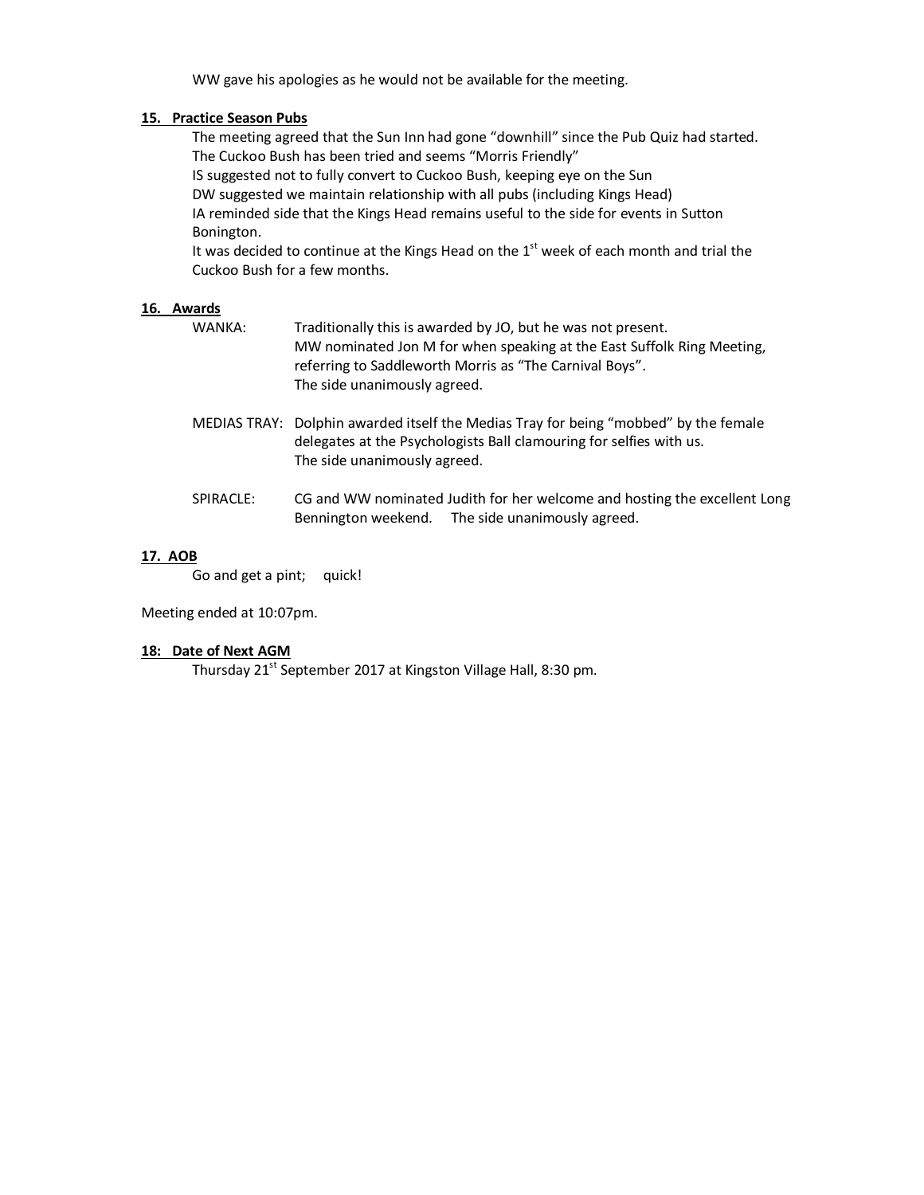WW gave his apologies as he would not be available for the meeting.

**15. Practice Season Pubs**

The meeting agreed that the Sun Inn had gone "downhill" since the Pub Quiz had started.
The Cuckoo Bush has been tried and seems "Morris Friendly"
IS suggested not to fully convert to Cuckoo Bush, keeping eye on the Sun
DW suggested we maintain relationship with all pubs (including Kings Head)
IA reminded side that the Kings Head remains useful to the side for events in Sutton Bonington.
It was decided to continue at the Kings Head on the 1st week of each month and trial the Cuckoo Bush for a few months.

**16. Awards**

WANKA: Traditionally this is awarded by JO, but he was not present.
MW nominated Jon M for when speaking at the East Suffolk Ring Meeting, referring to Saddleworth Morris as "The Carnival Boys".
The side unanimously agreed.

MEDIAS TRAY: Dolphin awarded itself the Medias Tray for being "mobbed" by the female delegates at the Psychologists Ball clamouring for selfies with us.
The side unanimously agreed.

SPIRACLE: CG and WW nominated Judith for her welcome and hosting the excellent Long Bennington weekend. The side unanimously agreed.

**17. AOB**

Go and get a pint; quick!

Meeting ended at 10:07pm.

**18: Date of Next AGM**

Thursday 21st September 2017 at Kingston Village Hall, 8:30 pm.